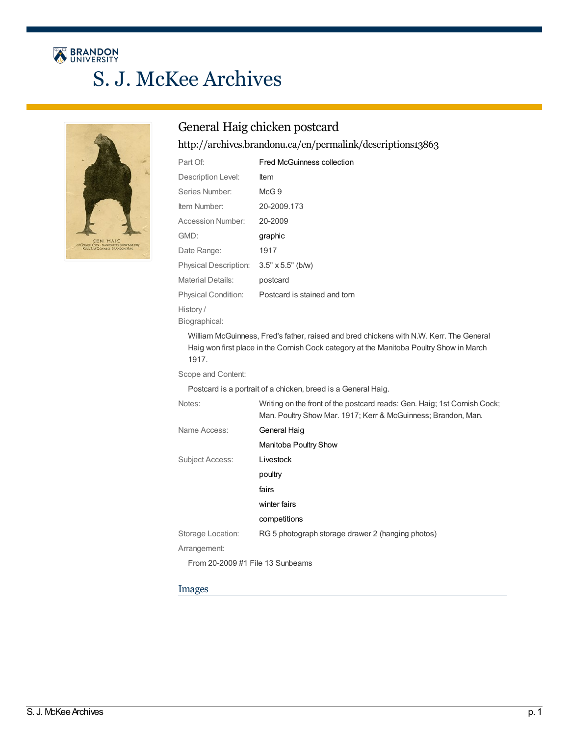# S. J. McKee Archives

## General Haig chicken postcard

http://archives.brandonu.ca/en/permalink/descriptions13863

| | |
|---|---|
| Part Of: | Fred McGuinness collection |
| Description Level: | Item |
| Series Number: | McG 9 |
| Item Number: | 20-2009.173 |
| Accession Number: | 20-2009 |
| GMD: | graphic |
| Date Range: | 1917 |
| Physical Description: | 3.5" x 5.5" (b/w) |
| Material Details: | postcard |
| Physical Condition: | Postcard is stained and torn |

History / Biographical:

William McGuinness, Fred's father, raised and bred chickens with N.W. Kerr. The General Haig won first place in the Cornish Cock category at the Manitoba Poultry Show in March 1917.

Scope and Content:

Postcard is a portrait of a chicken, breed is a General Haig.

| | |
|---|---|
| Notes: | Writing on the front of the postcard reads: Gen. Haig; 1st Cornish Cock; Man. Poultry Show Mar. 1917; Kerr & McGuinness; Brandon, Man. |
| Name Access: | General Haig |
| | Manitoba Poultry Show |
| Subject Access: | Livestock |
| | poultry |
| | fairs |
| | winter fairs |
| | competitions |
| Storage Location: | RG 5 photograph storage drawer 2 (hanging photos) |

Arrangement:

From 20-2009 #1 File 13 Sunbeams

### Images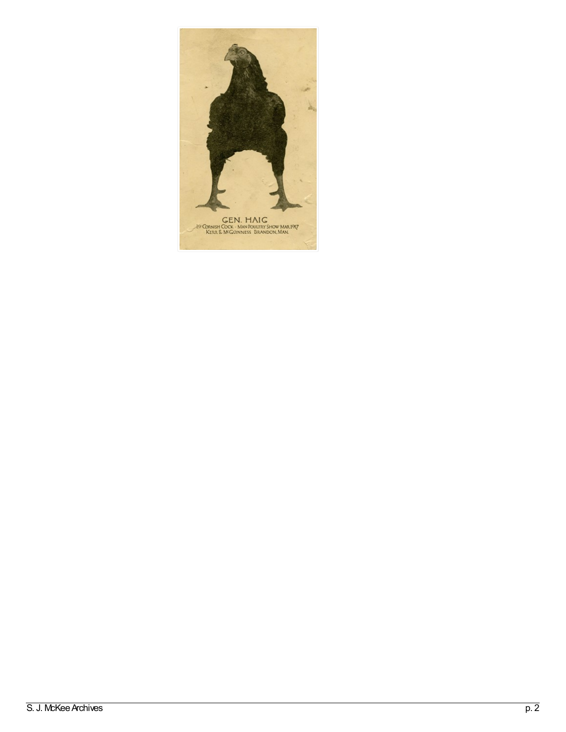GEN. HAIG

1st CORNISH COCK - MAN POULTRY SHOW MAR 1917
KERR & McGUINNESS BRANDON, MAN.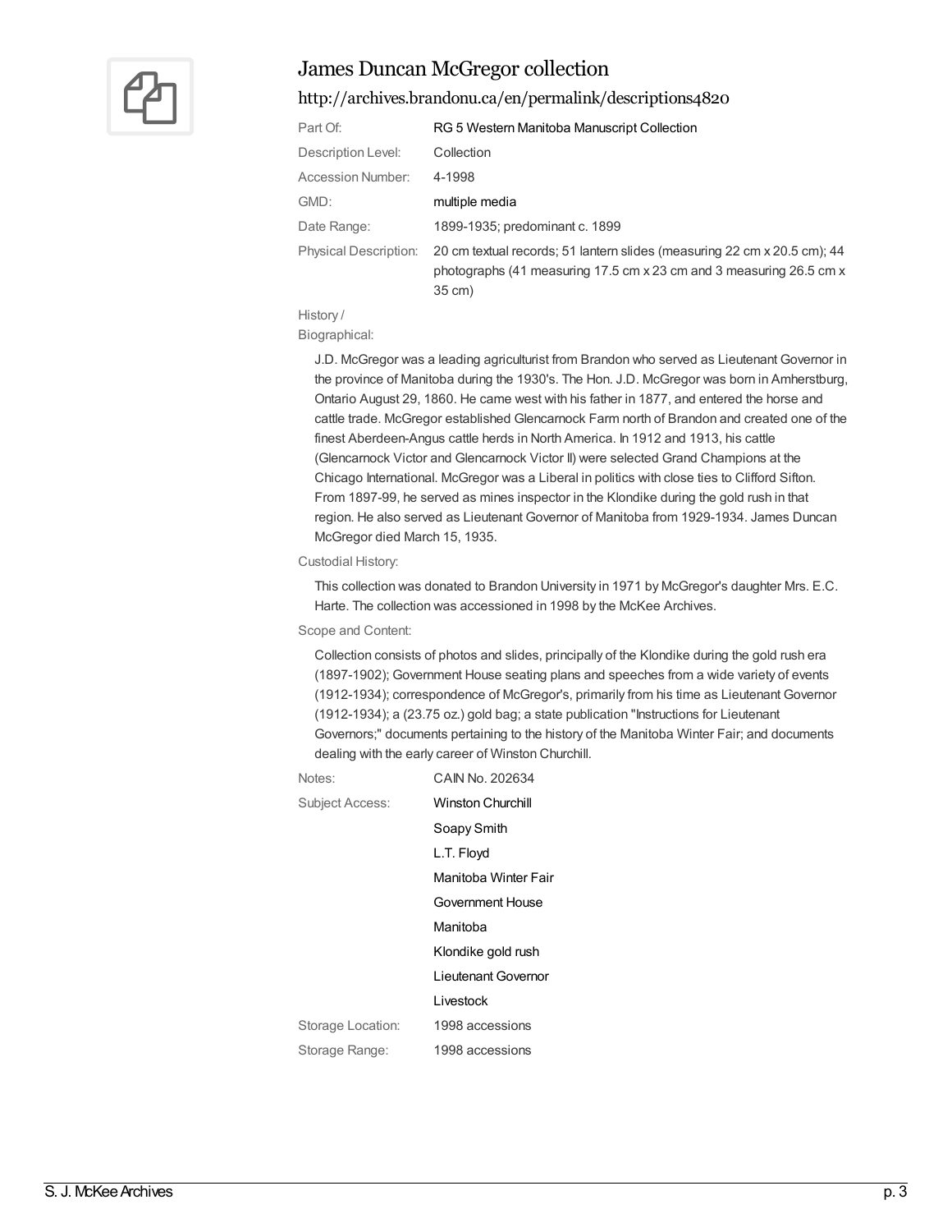## James Duncan McGregor collection

http://archives.brandonu.ca/en/permalink/descriptions4820

| | |
|---|---|
| Part Of: | RG 5 Western Manitoba Manuscript Collection |
| Description Level: | Collection |
| Accession Number: | 4-1998 |
| GMD: | multiple media |
| Date Range: | 1899-1935; predominant c. 1899 |
| Physical Description: | 20 cm textual records; 51 lantern slides (measuring 22 cm x 20.5 cm); 44 photographs (41 measuring 17.5 cm x 23 cm and 3 measuring 26.5 cm x 35 cm) |

History / Biographical:

J.D. McGregor was a leading agriculturist from Brandon who served as Lieutenant Governor in the province of Manitoba during the 1930's. The Hon. J.D. McGregor was born in Amherstburg, Ontario August 29, 1860. He came west with his father in 1877, and entered the horse and cattle trade. McGregor established Glencarnock Farm north of Brandon and created one of the finest Aberdeen-Angus cattle herds in North America. In 1912 and 1913, his cattle (Glencarnock Victor and Glencarnock Victor II) were selected Grand Champions at the Chicago International. McGregor was a Liberal in politics with close ties to Clifford Sifton. From 1897-99, he served as mines inspector in the Klondike during the gold rush in that region. He also served as Lieutenant Governor of Manitoba from 1929-1934. James Duncan McGregor died March 15, 1935.

Custodial History:

This collection was donated to Brandon University in 1971 by McGregor's daughter Mrs. E.C. Harte. The collection was accessioned in 1998 by the McKee Archives.

Scope and Content:

Collection consists of photos and slides, principally of the Klondike during the gold rush era (1897-1902); Government House seating plans and speeches from a wide variety of events (1912-1934); correspondence of McGregor's, primarily from his time as Lieutenant Governor (1912-1934); a (23.75 oz.) gold bag; a state publication "Instructions for Lieutenant Governors;" documents pertaining to the history of the Manitoba Winter Fair; and documents dealing with the early career of Winston Churchill.

| | |
|---|---|
| Notes: | CAIN No. 202634 |
| Subject Access: | Winston Churchill |
| | Soapy Smith |
| | L.T. Floyd |
| | Manitoba Winter Fair |
| | Government House |
| | Manitoba |
| | Klondike gold rush |
| | Lieutenant Governor |
| | Livestock |
| Storage Location: | 1998 accessions |
| Storage Range: | 1998 accessions |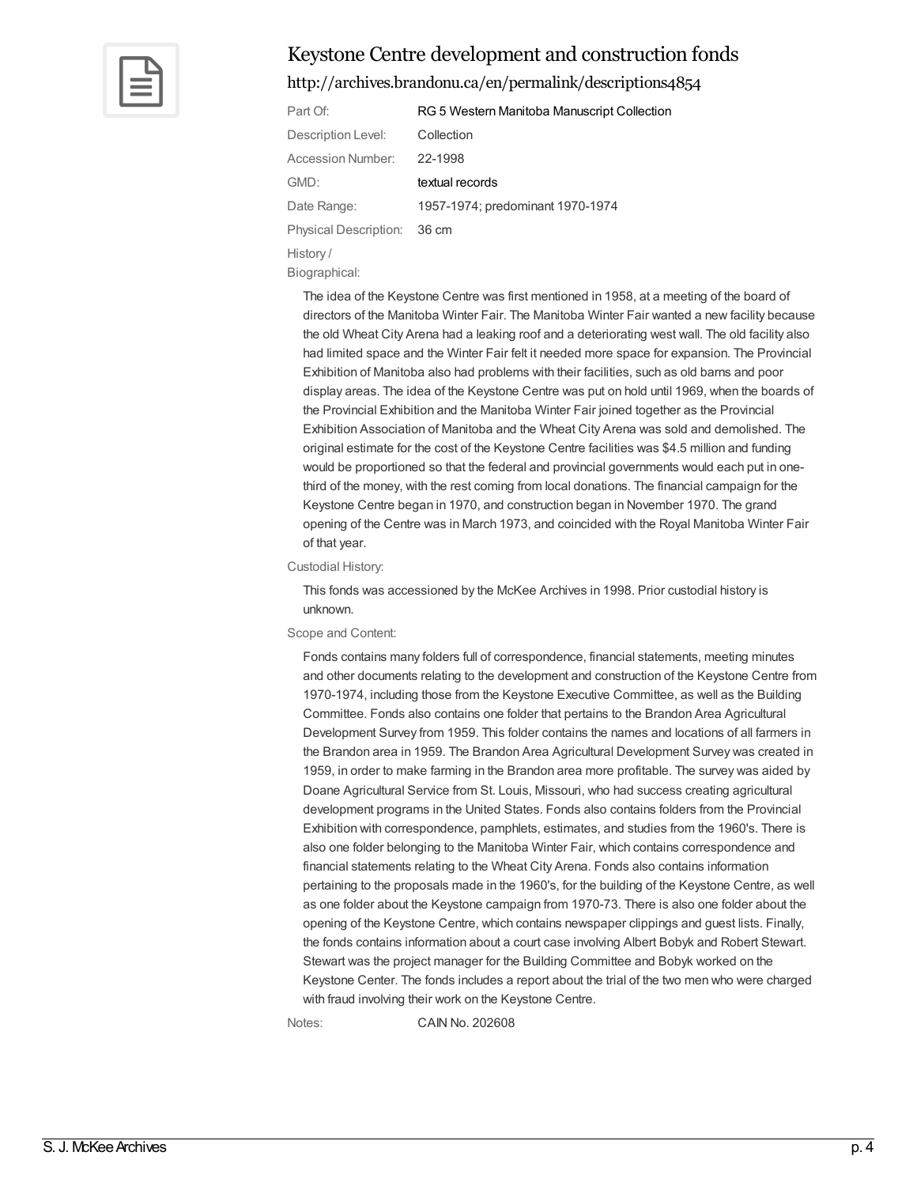# Keystone Centre development and construction fonds

http://archives.brandonu.ca/en/permalink/descriptions4854

| | |
|---|---|
| Part Of: | RG 5 Western Manitoba Manuscript Collection |
| Description Level: | Collection |
| Accession Number: | 22-1998 |
| GMD: | textual records |
| Date Range: | 1957-1974; predominant 1970-1974 |
| Physical Description: | 36 cm |

History / Biographical:

The idea of the Keystone Centre was first mentioned in 1958, at a meeting of the board of directors of the Manitoba Winter Fair. The Manitoba Winter Fair wanted a new facility because the old Wheat City Arena had a leaking roof and a deteriorating west wall. The old facility also had limited space and the Winter Fair felt it needed more space for expansion. The Provincial Exhibition of Manitoba also had problems with their facilities, such as old barns and poor display areas. The idea of the Keystone Centre was put on hold until 1969, when the boards of the Provincial Exhibition and the Manitoba Winter Fair joined together as the Provincial Exhibition Association of Manitoba and the Wheat City Arena was sold and demolished. The original estimate for the cost of the Keystone Centre facilities was $4.5 million and funding would be proportioned so that the federal and provincial governments would each put in one-third of the money, with the rest coming from local donations. The financial campaign for the Keystone Centre began in 1970, and construction began in November 1970. The grand opening of the Centre was in March 1973, and coincided with the Royal Manitoba Winter Fair of that year.

Custodial History:

This fonds was accessioned by the McKee Archives in 1998. Prior custodial history is unknown.

Scope and Content:

Fonds contains many folders full of correspondence, financial statements, meeting minutes and other documents relating to the development and construction of the Keystone Centre from 1970-1974, including those from the Keystone Executive Committee, as well as the Building Committee. Fonds also contains one folder that pertains to the Brandon Area Agricultural Development Survey from 1959. This folder contains the names and locations of all farmers in the Brandon area in 1959. The Brandon Area Agricultural Development Survey was created in 1959, in order to make farming in the Brandon area more profitable. The survey was aided by Doane Agricultural Service from St. Louis, Missouri, who had success creating agricultural development programs in the United States. Fonds also contains folders from the Provincial Exhibition with correspondence, pamphlets, estimates, and studies from the 1960's. There is also one folder belonging to the Manitoba Winter Fair, which contains correspondence and financial statements relating to the Wheat City Arena. Fonds also contains information pertaining to the proposals made in the 1960's, for the building of the Keystone Centre, as well as one folder about the Keystone campaign from 1970-73. There is also one folder about the opening of the Keystone Centre, which contains newspaper clippings and guest lists. Finally, the fonds contains information about a court case involving Albert Bobyk and Robert Stewart. Stewart was the project manager for the Building Committee and Bobyk worked on the Keystone Center. The fonds includes a report about the trial of the two men who were charged with fraud involving their work on the Keystone Centre.

Notes: CAIN No. 202608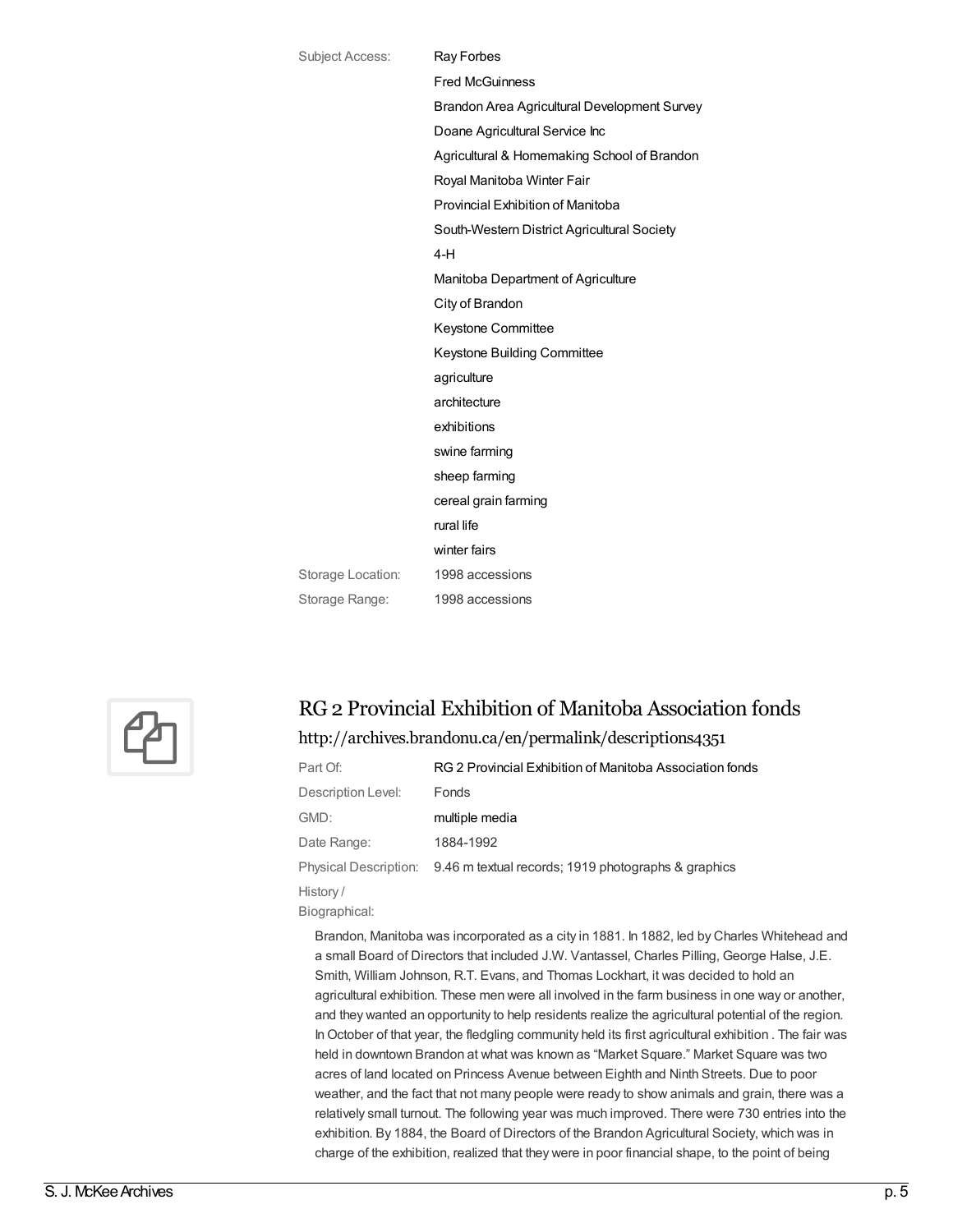| | |
|---|---|
| Subject Access: | Ray Forbes |
| | Fred McGuinness |
| | Brandon Area Agricultural Development Survey |
| | Doane Agricultural Service Inc |
| | Agricultural & Homemaking School of Brandon |
| | Royal Manitoba Winter Fair |
| | Provincial Exhibition of Manitoba |
| | South-Western District Agricultural Society |
| | 4-H |
| | Manitoba Department of Agriculture |
| | City of Brandon |
| | Keystone Committee |
| | Keystone Building Committee |
| | agriculture |
| | architecture |
| | exhibitions |
| | swine farming |
| | sheep farming |
| | cereal grain farming |
| | rural life |
| | winter fairs |
| Storage Location: | 1998 accessions |
| Storage Range: | 1998 accessions |

## RG 2 Provincial Exhibition of Manitoba Association fonds

http://archives.brandonu.ca/en/permalink/descriptions4351

| | |
|---|---|
| Part Of: | RG 2 Provincial Exhibition of Manitoba Association fonds |
| Description Level: | Fonds |
| GMD: | multiple media |
| Date Range: | 1884-1992 |
| Physical Description: | 9.46 m textual records; 1919 photographs & graphics |

History / Biographical:

Brandon, Manitoba was incorporated as a city in 1881. In 1882, led by Charles Whitehead and a small Board of Directors that included J.W. Vantassel, Charles Pilling, George Halse, J.E. Smith, William Johnson, R.T. Evans, and Thomas Lockhart, it was decided to hold an agricultural exhibition. These men were all involved in the farm business in one way or another, and they wanted an opportunity to help residents realize the agricultural potential of the region. In October of that year, the fledgling community held its first agricultural exhibition . The fair was held in downtown Brandon at what was known as "Market Square." Market Square was two acres of land located on Princess Avenue between Eighth and Ninth Streets. Due to poor weather, and the fact that not many people were ready to show animals and grain, there was a relatively small turnout. The following year was much improved. There were 730 entries into the exhibition. By 1884, the Board of Directors of the Brandon Agricultural Society, which was in charge of the exhibition, realized that they were in poor financial shape, to the point of being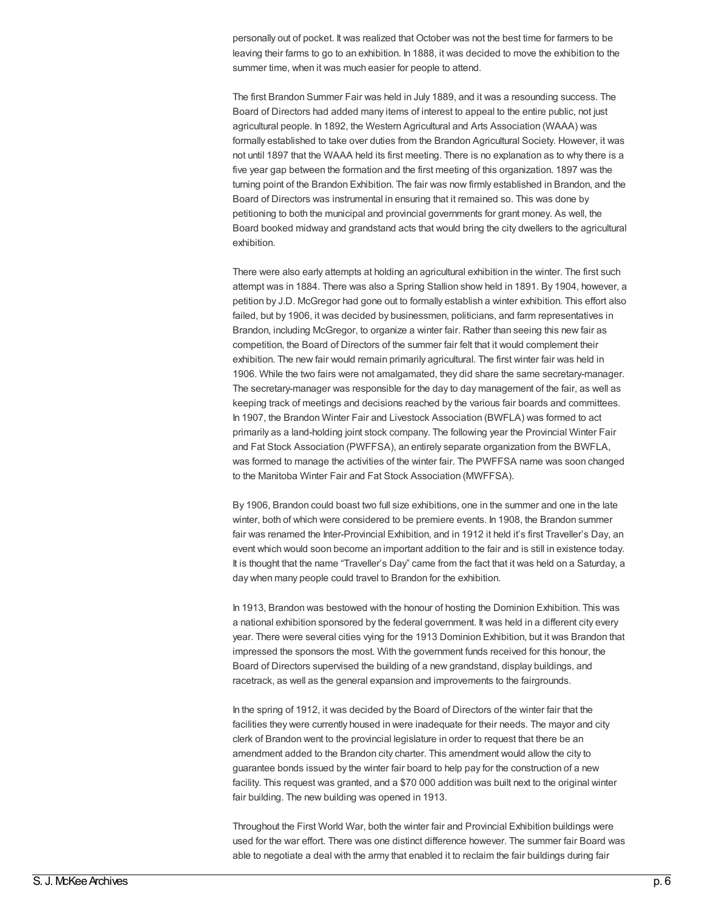personally out of pocket. It was realized that October was not the best time for farmers to be leaving their farms to go to an exhibition. In 1888, it was decided to move the exhibition to the summer time, when it was much easier for people to attend.

The first Brandon Summer Fair was held in July 1889, and it was a resounding success. The Board of Directors had added many items of interest to appeal to the entire public, not just agricultural people. In 1892, the Western Agricultural and Arts Association (WAAA) was formally established to take over duties from the Brandon Agricultural Society. However, it was not until 1897 that the WAAA held its first meeting. There is no explanation as to why there is a five year gap between the formation and the first meeting of this organization. 1897 was the turning point of the Brandon Exhibition. The fair was now firmly established in Brandon, and the Board of Directors was instrumental in ensuring that it remained so. This was done by petitioning to both the municipal and provincial governments for grant money. As well, the Board booked midway and grandstand acts that would bring the city dwellers to the agricultural exhibition.

There were also early attempts at holding an agricultural exhibition in the winter. The first such attempt was in 1884. There was also a Spring Stallion show held in 1891. By 1904, however, a petition by J.D. McGregor had gone out to formally establish a winter exhibition. This effort also failed, but by 1906, it was decided by businessmen, politicians, and farm representatives in Brandon, including McGregor, to organize a winter fair. Rather than seeing this new fair as competition, the Board of Directors of the summer fair felt that it would complement their exhibition. The new fair would remain primarily agricultural. The first winter fair was held in 1906. While the two fairs were not amalgamated, they did share the same secretary-manager. The secretary-manager was responsible for the day to day management of the fair, as well as keeping track of meetings and decisions reached by the various fair boards and committees. In 1907, the Brandon Winter Fair and Livestock Association (BWFLA) was formed to act primarily as a land-holding joint stock company. The following year the Provincial Winter Fair and Fat Stock Association (PWFFSA), an entirely separate organization from the BWFLA, was formed to manage the activities of the winter fair. The PWFFSA name was soon changed to the Manitoba Winter Fair and Fat Stock Association (MWFFSA).

By 1906, Brandon could boast two full size exhibitions, one in the summer and one in the late winter, both of which were considered to be premiere events. In 1908, the Brandon summer fair was renamed the Inter-Provincial Exhibition, and in 1912 it held it's first Traveller's Day, an event which would soon become an important addition to the fair and is still in existence today. It is thought that the name "Traveller's Day" came from the fact that it was held on a Saturday, a day when many people could travel to Brandon for the exhibition.

In 1913, Brandon was bestowed with the honour of hosting the Dominion Exhibition. This was a national exhibition sponsored by the federal government. It was held in a different city every year. There were several cities vying for the 1913 Dominion Exhibition, but it was Brandon that impressed the sponsors the most. With the government funds received for this honour, the Board of Directors supervised the building of a new grandstand, display buildings, and racetrack, as well as the general expansion and improvements to the fairgrounds.

In the spring of 1912, it was decided by the Board of Directors of the winter fair that the facilities they were currently housed in were inadequate for their needs. The mayor and city clerk of Brandon went to the provincial legislature in order to request that there be an amendment added to the Brandon city charter. This amendment would allow the city to guarantee bonds issued by the winter fair board to help pay for the construction of a new facility. This request was granted, and a $70 000 addition was built next to the original winter fair building. The new building was opened in 1913.

Throughout the First World War, both the winter fair and Provincial Exhibition buildings were used for the war effort. There was one distinct difference however. The summer fair Board was able to negotiate a deal with the army that enabled it to reclaim the fair buildings during fair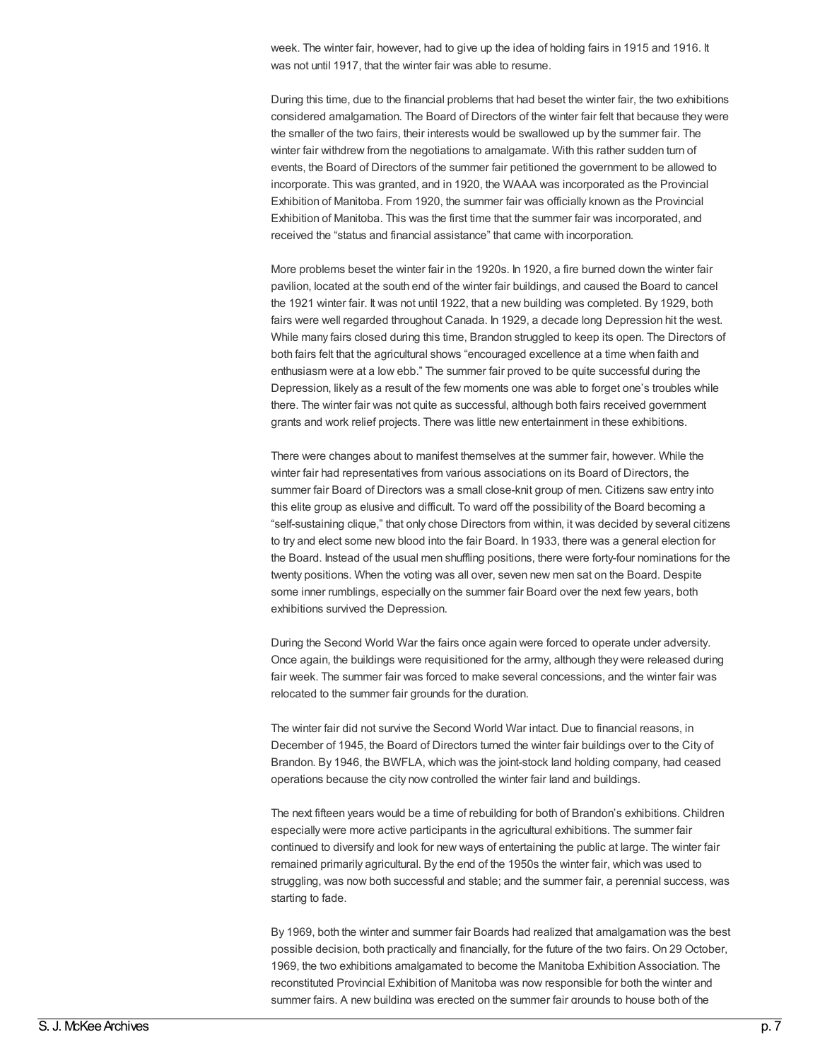week. The winter fair, however, had to give up the idea of holding fairs in 1915 and 1916. It was not until 1917, that the winter fair was able to resume.

During this time, due to the financial problems that had beset the winter fair, the two exhibitions considered amalgamation. The Board of Directors of the winter fair felt that because they were the smaller of the two fairs, their interests would be swallowed up by the summer fair. The winter fair withdrew from the negotiations to amalgamate. With this rather sudden turn of events, the Board of Directors of the summer fair petitioned the government to be allowed to incorporate. This was granted, and in 1920, the WAAA was incorporated as the Provincial Exhibition of Manitoba. From 1920, the summer fair was officially known as the Provincial Exhibition of Manitoba. This was the first time that the summer fair was incorporated, and received the "status and financial assistance" that came with incorporation.

More problems beset the winter fair in the 1920s. In 1920, a fire burned down the winter fair pavilion, located at the south end of the winter fair buildings, and caused the Board to cancel the 1921 winter fair. It was not until 1922, that a new building was completed. By 1929, both fairs were well regarded throughout Canada. In 1929, a decade long Depression hit the west. While many fairs closed during this time, Brandon struggled to keep its open. The Directors of both fairs felt that the agricultural shows "encouraged excellence at a time when faith and enthusiasm were at a low ebb." The summer fair proved to be quite successful during the Depression, likely as a result of the few moments one was able to forget one's troubles while there. The winter fair was not quite as successful, although both fairs received government grants and work relief projects. There was little new entertainment in these exhibitions.

There were changes about to manifest themselves at the summer fair, however. While the winter fair had representatives from various associations on its Board of Directors, the summer fair Board of Directors was a small close-knit group of men. Citizens saw entry into this elite group as elusive and difficult. To ward off the possibility of the Board becoming a "self-sustaining clique," that only chose Directors from within, it was decided by several citizens to try and elect some new blood into the fair Board. In 1933, there was a general election for the Board. Instead of the usual men shuffling positions, there were forty-four nominations for the twenty positions. When the voting was all over, seven new men sat on the Board. Despite some inner rumblings, especially on the summer fair Board over the next few years, both exhibitions survived the Depression.

During the Second World War the fairs once again were forced to operate under adversity. Once again, the buildings were requisitioned for the army, although they were released during fair week. The summer fair was forced to make several concessions, and the winter fair was relocated to the summer fair grounds for the duration.

The winter fair did not survive the Second World War intact. Due to financial reasons, in December of 1945, the Board of Directors turned the winter fair buildings over to the City of Brandon. By 1946, the BWFLA, which was the joint-stock land holding company, had ceased operations because the city now controlled the winter fair land and buildings.

The next fifteen years would be a time of rebuilding for both of Brandon's exhibitions. Children especially were more active participants in the agricultural exhibitions. The summer fair continued to diversify and look for new ways of entertaining the public at large. The winter fair remained primarily agricultural. By the end of the 1950s the winter fair, which was used to struggling, was now both successful and stable; and the summer fair, a perennial success, was starting to fade.

By 1969, both the winter and summer fair Boards had realized that amalgamation was the best possible decision, both practically and financially, for the future of the two fairs. On 29 October, 1969, the two exhibitions amalgamated to become the Manitoba Exhibition Association. The reconstituted Provincial Exhibition of Manitoba was now responsible for both the winter and summer fairs. A new building was erected on the summer fair grounds to house both of the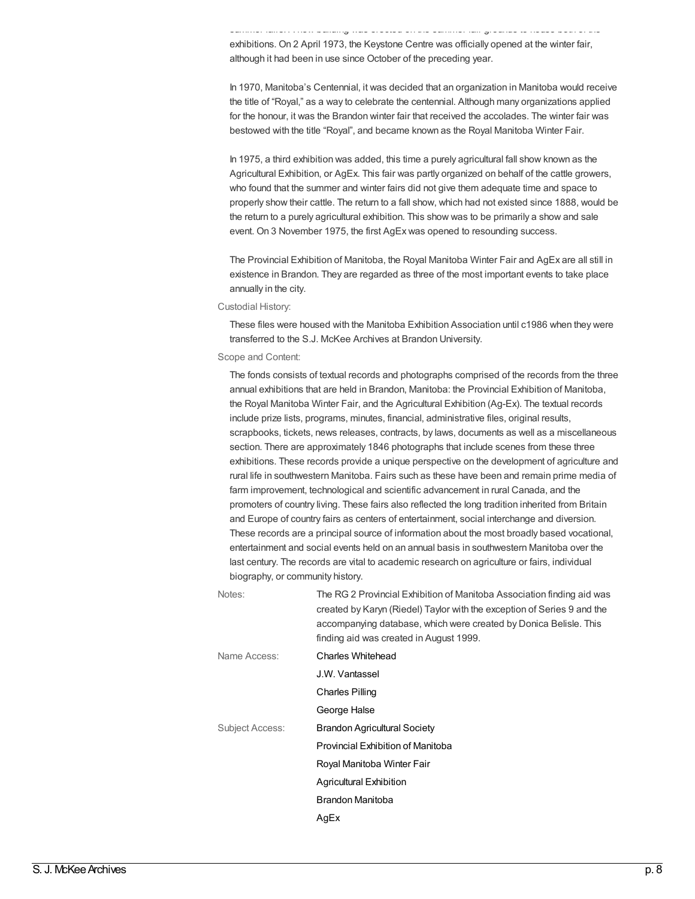summer fairs. A new building was erected on the summer fair grounds to house both of the exhibitions. On 2 April 1973, the Keystone Centre was officially opened at the winter fair, although it had been in use since October of the preceding year.

In 1970, Manitoba's Centennial, it was decided that an organization in Manitoba would receive the title of "Royal," as a way to celebrate the centennial. Although many organizations applied for the honour, it was the Brandon winter fair that received the accolades. The winter fair was bestowed with the title "Royal", and became known as the Royal Manitoba Winter Fair.

In 1975, a third exhibition was added, this time a purely agricultural fall show known as the Agricultural Exhibition, or AgEx. This fair was partly organized on behalf of the cattle growers, who found that the summer and winter fairs did not give them adequate time and space to properly show their cattle. The return to a fall show, which had not existed since 1888, would be the return to a purely agricultural exhibition. This show was to be primarily a show and sale event. On 3 November 1975, the first AgEx was opened to resounding success.

The Provincial Exhibition of Manitoba, the Royal Manitoba Winter Fair and AgEx are all still in existence in Brandon. They are regarded as three of the most important events to take place annually in the city.

Custodial History:

These files were housed with the Manitoba Exhibition Association until c1986 when they were transferred to the S.J. McKee Archives at Brandon University.

Scope and Content:

The fonds consists of textual records and photographs comprised of the records from the three annual exhibitions that are held in Brandon, Manitoba: the Provincial Exhibition of Manitoba, the Royal Manitoba Winter Fair, and the Agricultural Exhibition (Ag-Ex). The textual records include prize lists, programs, minutes, financial, administrative files, original results, scrapbooks, tickets, news releases, contracts, by laws, documents as well as a miscellaneous section. There are approximately 1846 photographs that include scenes from these three exhibitions. These records provide a unique perspective on the development of agriculture and rural life in southwestern Manitoba. Fairs such as these have been and remain prime media of farm improvement, technological and scientific advancement in rural Canada, and the promoters of country living. These fairs also reflected the long tradition inherited from Britain and Europe of country fairs as centers of entertainment, social interchange and diversion. These records are a principal source of information about the most broadly based vocational, entertainment and social events held on an annual basis in southwestern Manitoba over the last century. The records are vital to academic research on agriculture or fairs, individual biography, or community history.

Notes: The RG 2 Provincial Exhibition of Manitoba Association finding aid was created by Karyn (Riedel) Taylor with the exception of Series 9 and the accompanying database, which were created by Donica Belisle. This finding aid was created in August 1999.

Name Access:
- Charles Whitehead
- J.W. Vantassel
- Charles Pilling
- George Halse

Subject Access:
- Brandon Agricultural Society
- Provincial Exhibition of Manitoba
- Royal Manitoba Winter Fair
- Agricultural Exhibition
- Brandon Manitoba
- AgEx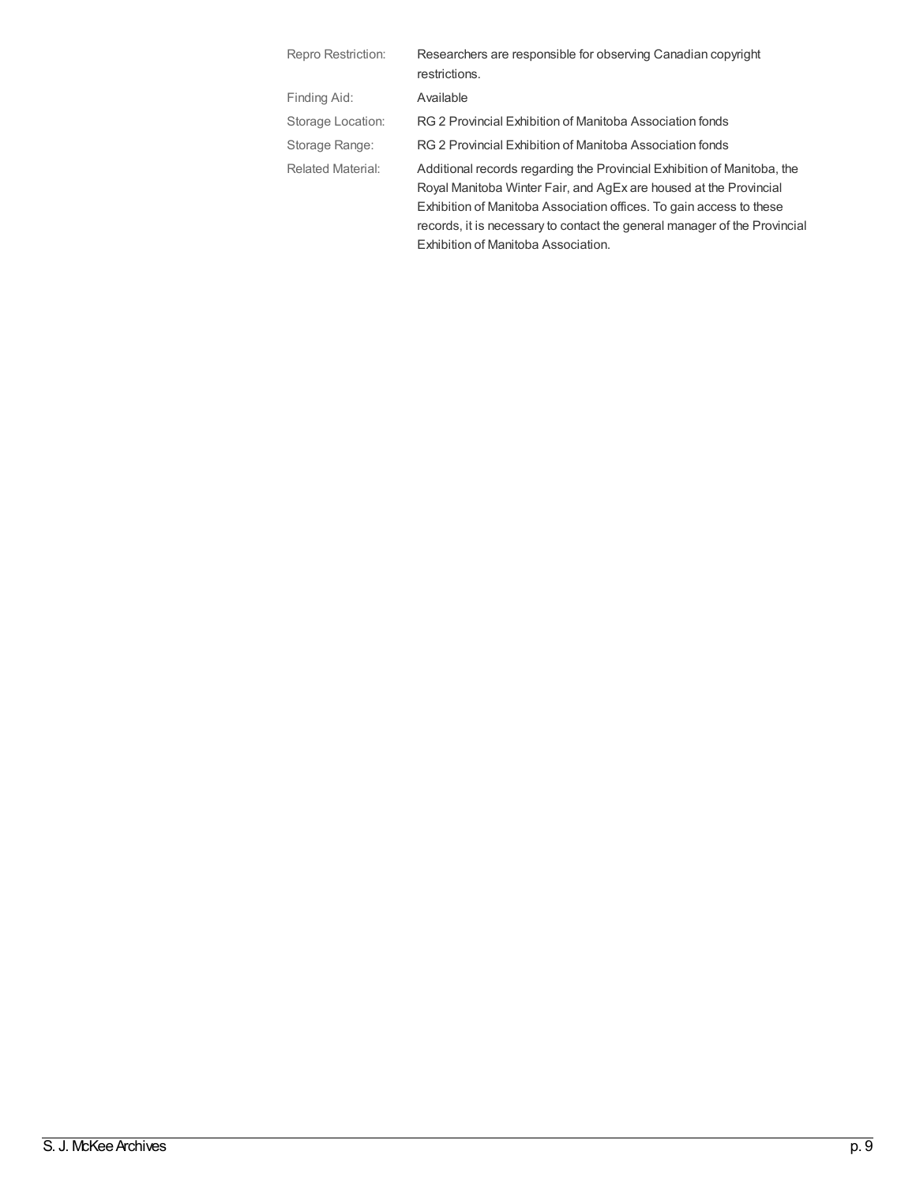| | |
|---|---|
| Repro Restriction: | Researchers are responsible for observing Canadian copyright restrictions. |
| Finding Aid: | Available |
| Storage Location: | RG 2 Provincial Exhibition of Manitoba Association fonds |
| Storage Range: | RG 2 Provincial Exhibition of Manitoba Association fonds |
| Related Material: | Additional records regarding the Provincial Exhibition of Manitoba, the Royal Manitoba Winter Fair, and AgEx are housed at the Provincial Exhibition of Manitoba Association offices. To gain access to these records, it is necessary to contact the general manager of the Provincial Exhibition of Manitoba Association. |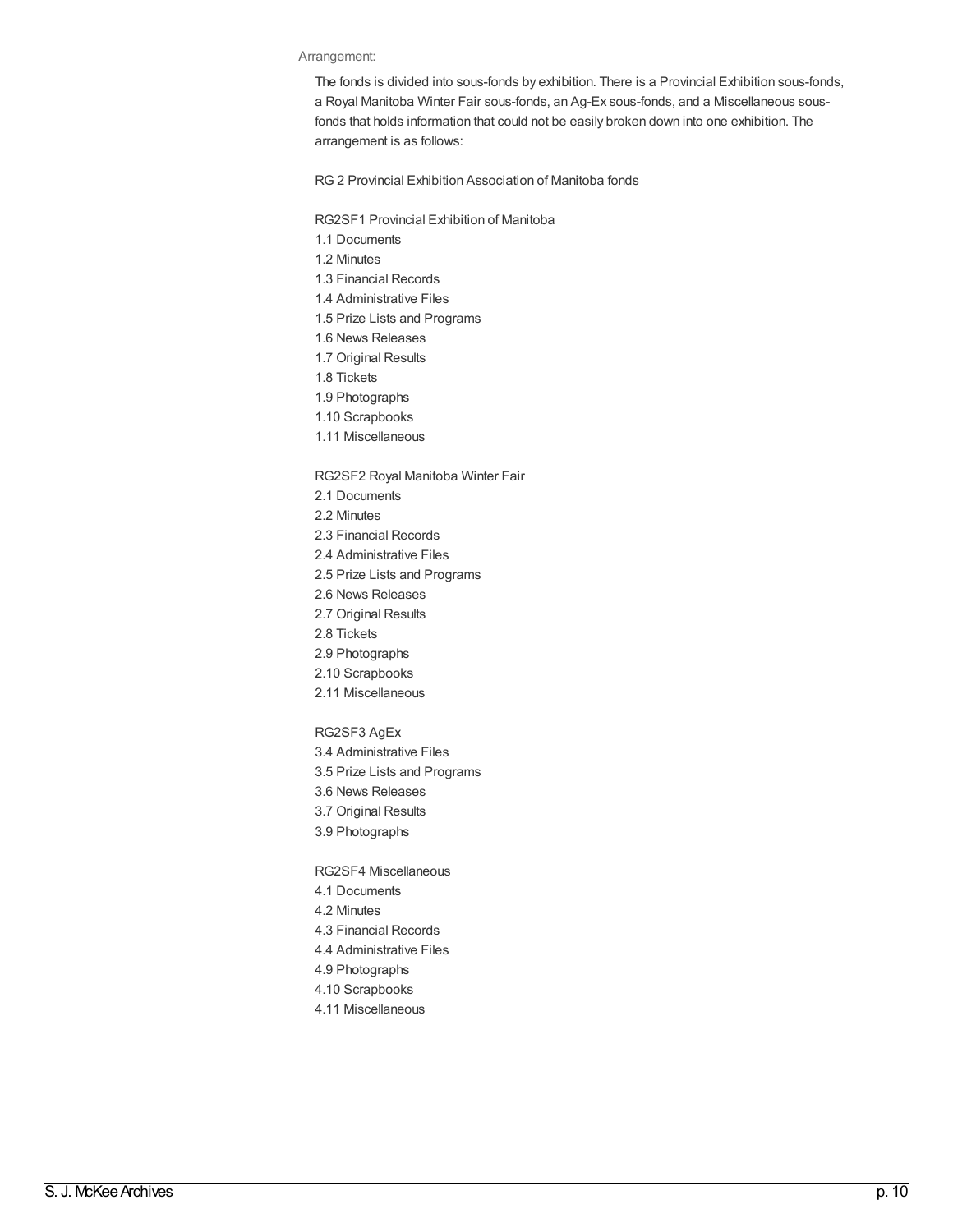Arrangement:

The fonds is divided into sous-fonds by exhibition. There is a Provincial Exhibition sous-fonds, a Royal Manitoba Winter Fair sous-fonds, an Ag-Ex sous-fonds, and a Miscellaneous sous-fonds that holds information that could not be easily broken down into one exhibition. The arrangement is as follows:

RG 2 Provincial Exhibition Association of Manitoba fonds

RG2SF1 Provincial Exhibition of Manitoba
1.1 Documents
1.2 Minutes
1.3 Financial Records
1.4 Administrative Files
1.5 Prize Lists and Programs
1.6 News Releases
1.7 Original Results
1.8 Tickets
1.9 Photographs
1.10 Scrapbooks
1.11 Miscellaneous

RG2SF2 Royal Manitoba Winter Fair
2.1 Documents
2.2 Minutes
2.3 Financial Records
2.4 Administrative Files
2.5 Prize Lists and Programs
2.6 News Releases
2.7 Original Results
2.8 Tickets
2.9 Photographs
2.10 Scrapbooks
2.11 Miscellaneous

RG2SF3 AgEx
3.4 Administrative Files
3.5 Prize Lists and Programs
3.6 News Releases
3.7 Original Results
3.9 Photographs

RG2SF4 Miscellaneous
4.1 Documents
4.2 Minutes
4.3 Financial Records
4.4 Administrative Files
4.9 Photographs
4.10 Scrapbooks
4.11 Miscellaneous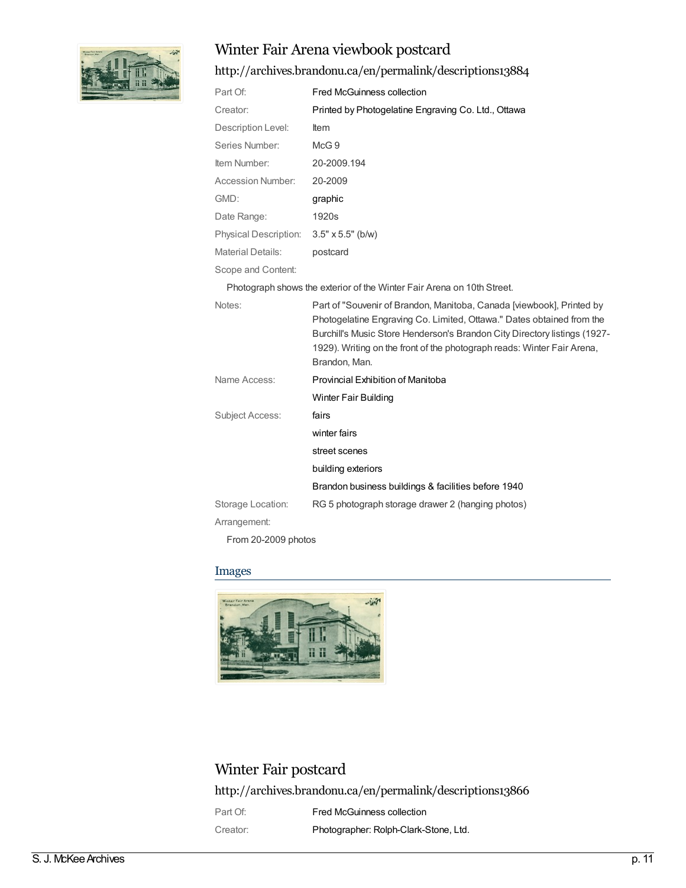# Winter Fair Arena viewbook postcard

http://archives.brandonu.ca/en/permalink/descriptions13884

| | |
|---|---|
| Part Of: | Fred McGuinness collection |
| Creator: | Printed by Photogelatine Engraving Co. Ltd., Ottawa |
| Description Level: | Item |
| Series Number: | McG 9 |
| Item Number: | 20-2009.194 |
| Accession Number: | 20-2009 |
| GMD: | graphic |
| Date Range: | 1920s |
| Physical Description: | 3.5" x 5.5" (b/w) |
| Material Details: | postcard |

Scope and Content:

Photograph shows the exterior of the Winter Fair Arena on 10th Street.

| | |
|---|---|
| Notes: | Part of "Souvenir of Brandon, Manitoba, Canada [viewbook], Printed by Photogelatine Engraving Co. Limited, Ottawa." Dates obtained from the Burchill's Music Store Henderson's Brandon City Directory listings (1927-1929). Writing on the front of the photograph reads: Winter Fair Arena, Brandon, Man. |
| Name Access: | Provincial Exhibition of Manitoba |
| | Winter Fair Building |
| Subject Access: | fairs |
| | winter fairs |
| | street scenes |
| | building exteriors |
| | Brandon business buildings & facilities before 1940 |
| Storage Location: | RG 5 photograph storage drawer 2 (hanging photos) |

Arrangement:

From 20-2009 photos

## Images

# Winter Fair postcard

http://archives.brandonu.ca/en/permalink/descriptions13866

| | |
|---|---|
| Part Of: | Fred McGuinness collection |
| Creator: | Photographer: Rolph-Clark-Stone, Ltd. |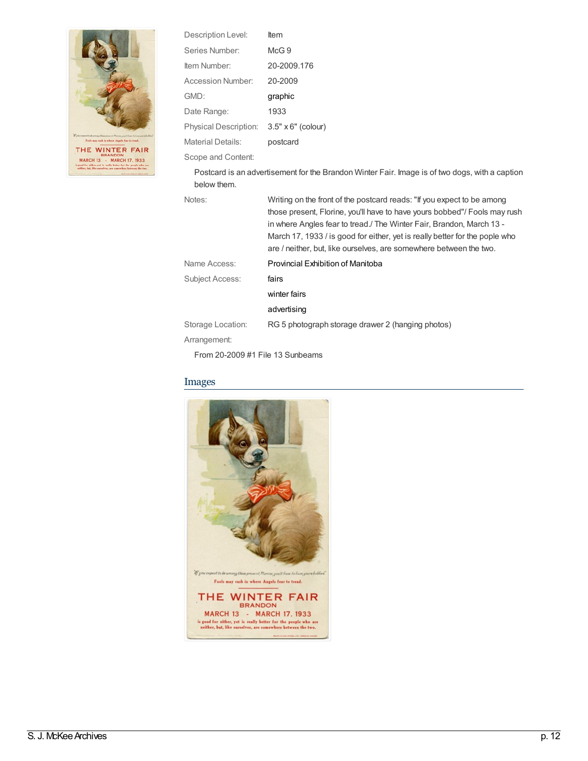| | |
|---|---|
| Description Level: | Item |
| Series Number: | McG 9 |
| Item Number: | 20-2009.176 |
| Accession Number: | 20-2009 |
| GMD: | graphic |
| Date Range: | 1933 |
| Physical Description: | 3.5" x 6" (colour) |
| Material Details: | postcard |

Scope and Content:

Postcard is an advertisement for the Brandon Winter Fair. Image is of two dogs, with a caption below them.

| | |
|---|---|
| Notes: | Writing on the front of the postcard reads: "If you expect to be among those present, Florine, you'll have to have yours bobbed"/ Fools may rush in where Angles fear to tread./ The Winter Fair, Brandon, March 13 - March 17, 1933 / is good for either, yet is really better for the pople who are / neither, but, like ourselves, are somewhere between the two. |
| Name Access: | Provincial Exhibition of Manitoba |
| Subject Access: | fairs |
| | winter fairs |
| | advertising |
| Storage Location: | RG 5 photograph storage drawer 2 (hanging photos) |

Arrangement:

From 20-2009 #1 File 13 Sunbeams

## Images